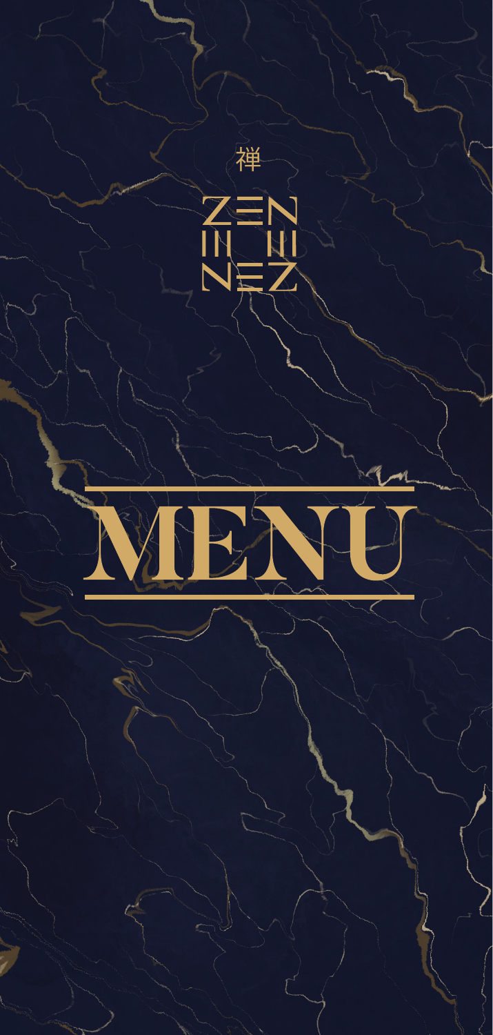禅

ZEN

NEZ

# MENU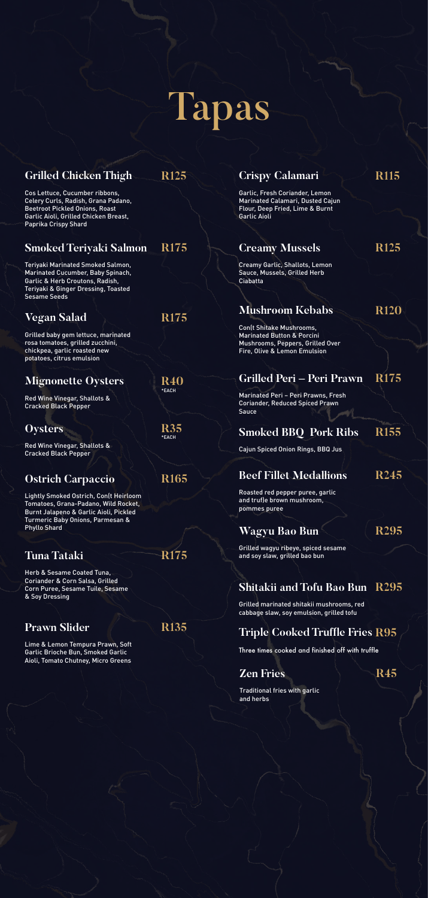# Tapas

## Grilled Chicken Thigh R125

Cos Lettuce, Cucumber ribbons, Celery Curls, Radish, Grana Padano, Beetroot Pickled Onions, Roast Garlic Aioli, Grilled Chicken Breast, Paprika Crispy Shard

## Smoked Teriyaki Salmon R175

Teriyaki Marinated Smoked Salmon, Marinated Cucumber, Baby Spinach, Garlic & Herb Croutons, Radish, Teriyaki & Ginger Dressing, Toasted Sesame Seeds

## Vegan Salad R175

Grilled baby gem lettuce, marinated rosa tomatoes, grilled zucchini, chickpea, garlic roasted new potatoes, citrus emulsion

## Mignonette Oysters R40 *EACH

Red Wine Vinegar, Shallots & Cracked Black Pepper

## Oysters R35 *EACH

Red Wine Vinegar, Shallots & Cracked Black Pepper

## Ostrich Carpaccio R165

Lightly Smoked Ostrich, Con(t Heirloom Tomatoes, Grana-Padano, Wild Rocket, Burnt Jalapeno & Garlic Aioli, Pickled Turmeric Baby Onions, Parmesan & Phyllo Shard

## Tuna Tataki R175

Herb & Sesame Coated Tuna, Coriander & Corn Salsa, Grilled Corn Puree, Sesame Tuile, Sesame & Soy Dressing

## Prawn Slider R135

Lime & Lemon Tempura Prawn, Soft Garlic Brioche Bun, Smoked Garlic Aioli, Tomato Chutney, Micro Greens

## Crispy Calamari R115

Garlic, Fresh Coriander, Lemon Marinated Calamari, Dusted Cajun Flour, Deep Fried, Lime & Burnt Garlic Aioli

## Creamy Mussels R125

Creamy Garlic, Shallots, Lemon Sauce, Mussels, Grilled Herb Ciabatta

## Mushroom Kebabs R120

Con(t Shitake Mushrooms, Marinated Button & Porcini Mushrooms, Peppers, Grilled Over Fire, Olive & Lemon Emulsion

## Grilled Peri – Peri Prawn R175

Marinated Peri – Peri Prawns, Fresh Coriander, Reduced Spiced Prawn Sauce

## Smoked BBQ Pork Ribs R155

Cajun Spiced Onion Rings, BBQ Jus

## Beef Fillet Medallions R245

Roasted red pepper puree, garlic and truf)e brown mushroom, pommes puree

## Wagyu Bao Bun R295

Grilled wagyu ribeye, spiced sesame and soy slaw, grilled bao bun

## Shitakii and Tofu Bao Bun R295

Grilled marinated shitakii mushrooms, red cabbage slaw, soy emulsion, grilled tofu

## Triple Cooked Truffle Fries R95

Three times cooked and finished off with truffle

## Zen Fries R45

Traditional fries with garlic and herbs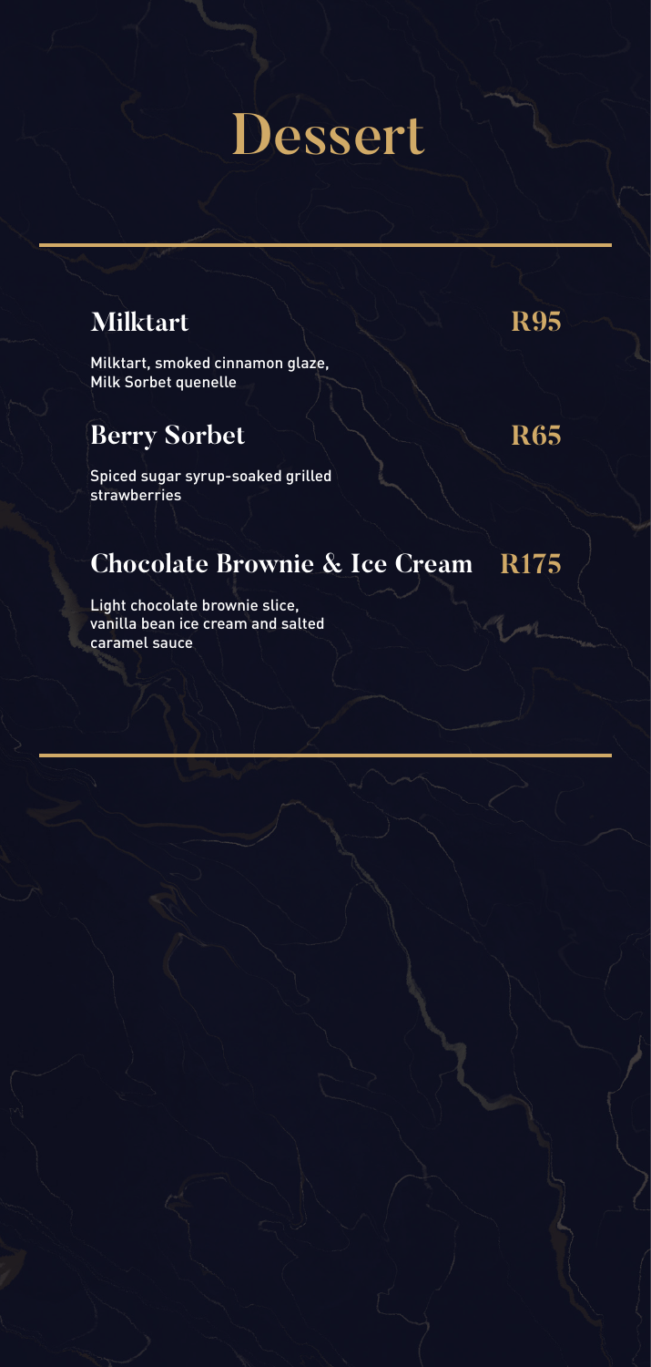# Dessert

---

## Milktart **R95**

Milktart, smoked cinnamon glaze, Milk Sorbet quenelle

## Berry Sorbet **R65**

Spiced sugar syrup-soaked grilled strawberries

## Chocolate Brownie & Ice Cream **R175**

Light chocolate brownie slice, vanilla bean ice cream and salted caramel sauce

---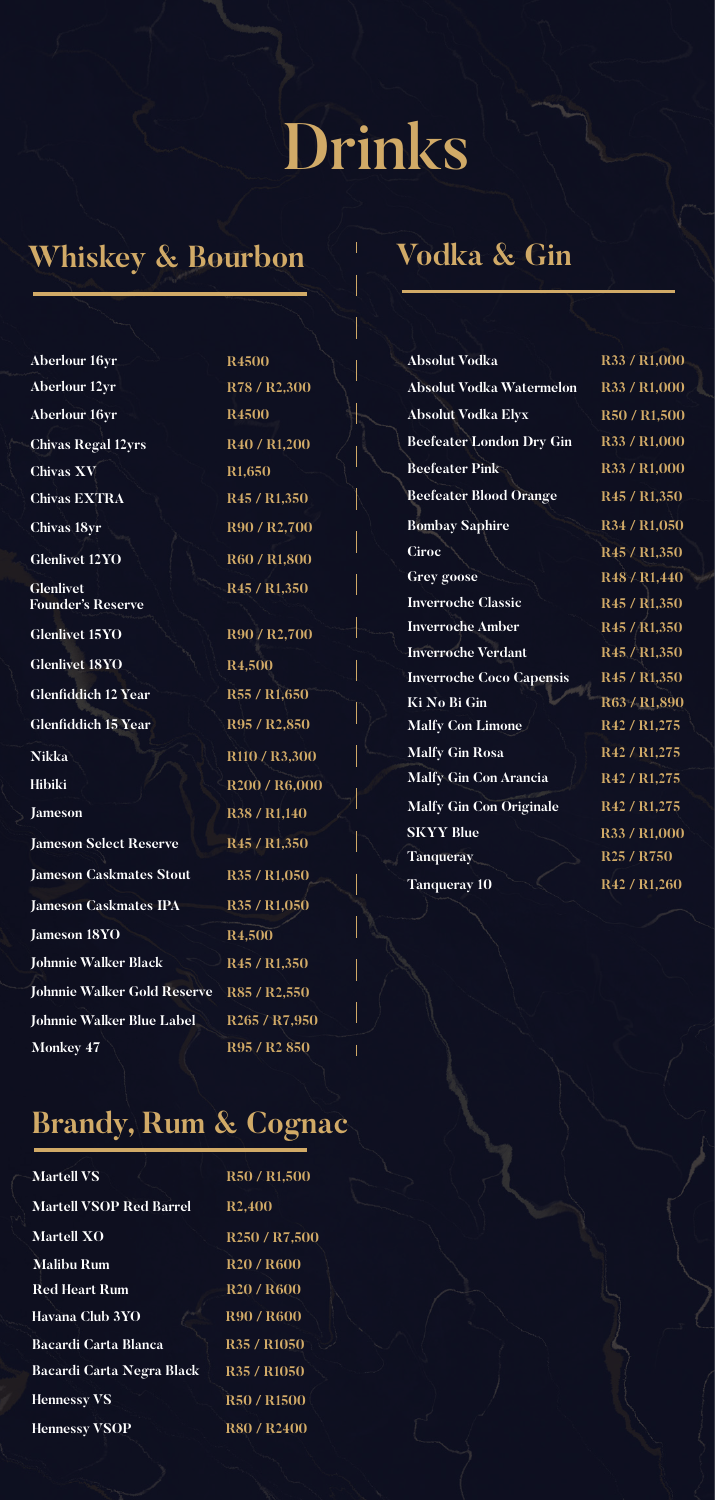# Drinks

## Whiskey & Bourbon

| | |
|---|---|
| Aberlour 16yr | R4500 |
| Aberlour 12yr | R78 / R2,300 |
| Aberlour 16yr | R4500 |
| Chivas Regal 12yrs | R40 / R1,200 |
| Chivas XV | R1,650 |
| Chivas EXTRA | R45 / R1,350 |
| Chivas 18yr | R90 / R2,700 |
| Glenlivet 12YO | R60 / R1,800 |
| Glenlivet Founder's Reserve | R45 / R1,350 |
| Glenlivet 15YO | R90 / R2,700 |
| Glenlivet 18YO | R4,500 |
| Glenfiddich 12 Year | R55 / R1,650 |
| Glenfiddich 15 Year | R95 / R2,850 |
| Nikka | R110 / R3,300 |
| Hibiki | R200 / R6,000 |
| Jameson | R38 / R1,140 |
| Jameson Select Reserve | R45 / R1,350 |
| Jameson Caskmates Stout | R35 / R1,050 |
| Jameson Caskmates IPA | R35 / R1,050 |
| Jameson 18YO | R4,500 |
| Johnnie Walker Black | R45 / R1,350 |
| Johnnie Walker Gold Reserve | R85 / R2,550 |
| Johnnie Walker Blue Label | R265 / R7,950 |
| Monkey 47 | R95 / R2 850 |

## Vodka & Gin

| | |
|---|---|
| Absolut Vodka | R33 / R1,000 |
| Absolut Vodka Watermelon | R33 / R1,000 |
| Absolut Vodka Elyx | R50 / R1,500 |
| Beefeater London Dry Gin | R33 / R1,000 |
| Beefeater Pink | R33 / R1,000 |
| Beefeater Blood Orange | R45 / R1,350 |
| Bombay Saphire | R34 / R1,050 |
| Ciroc | R45 / R1,350 |
| Grey goose | R48 / R1,440 |
| Inverroche Classic | R45 / R1,350 |
| Inverroche Amber | R45 / R1,350 |
| Inverroche Verdant | R45 / R1,350 |
| Inverroche Coco Capensis | R45 / R1,350 |
| Ki No Bi Gin | R63 / R1,890 |
| Malfy Con Limone | R42 / R1,275 |
| Malfy Gin Rosa | R42 / R1,275 |
| Malfy Gin Con Arancia | R42 / R1,275 |
| Malfy Gin Con Originale | R42 / R1,275 |
| SKYY Blue | R33 / R1,000 |
| Tanqueray | R25 / R750 |
| Tanqueray 10 | R42 / R1,260 |

## Brandy, Rum & Cognac

| | |
|---|---|
| Martell VS | R50 / R1,500 |
| Martell VSOP Red Barrel | R2,400 |
| Martell XO | R250 / R7,500 |
| Malibu Rum | R20 / R600 |
| Red Heart Rum | R20 / R600 |
| Havana Club 3YO | R90 / R600 |
| Bacardi Carta Blanca | R35 / R1050 |
| Bacardi Carta Negra Black | R35 / R1050 |
| Hennessy VS | R50 / R1500 |
| Hennessy VSOP | R80 / R2400 |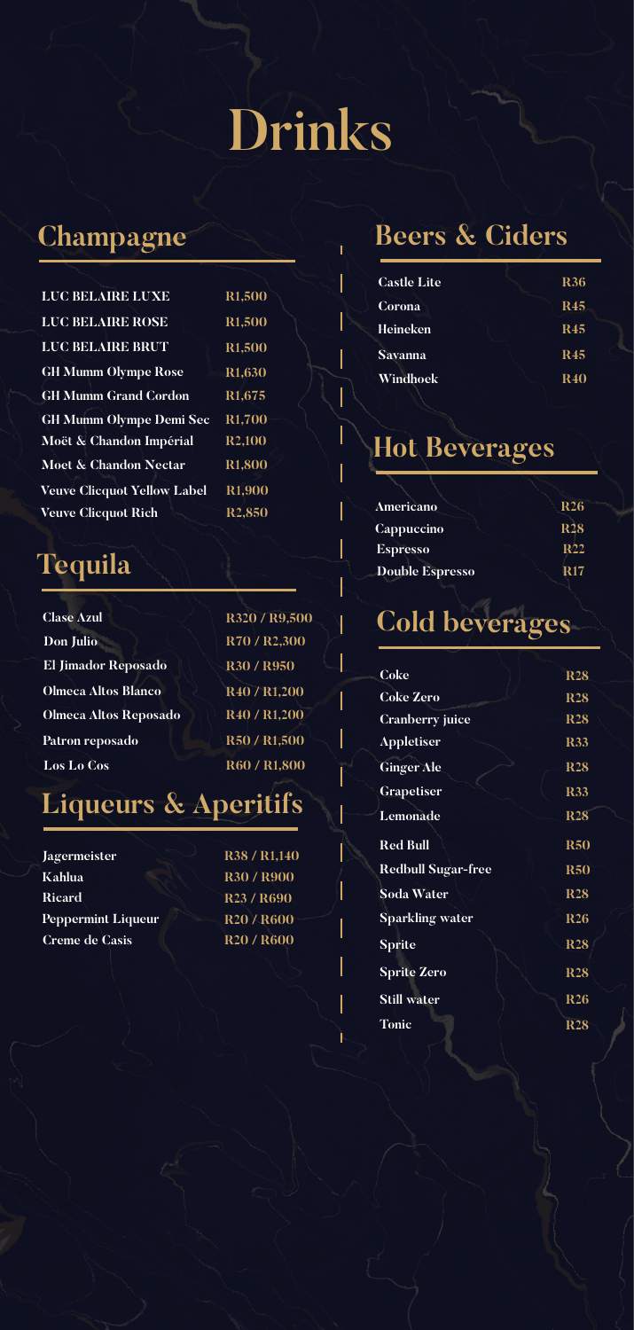# Drinks

## Champagne

| | |
|---|---|
| LUC BELAIRE LUXE | R1,500 |
| LUC BELAIRE ROSE | R1,500 |
| LUC BELAIRE BRUT | R1,500 |
| GH Mumm Olympe Rose | R1,630 |
| GH Mumm Grand Cordon | R1,675 |
| GH Mumm Olympe Demi Sec | R1,700 |
| Moët & Chandon Impérial | R2,100 |
| Moet & Chandon Nectar | R1,800 |
| Veuve Clicquot Yellow Label | R1,900 |
| Veuve Clicquot Rich | R2,850 |

## Tequila

| | |
|---|---|
| Clase Azul | R320 / R9,500 |
| Don Julio | R70 / R2,300 |
| El Jimador Reposado | R30 / R950 |
| Olmeca Altos Blanco | R40 / R1,200 |
| Olmeca Altos Reposado | R40 / R1,200 |
| Patron reposado | R50 / R1,500 |
| Los Lo Cos | R60 / R1,800 |

## Liqueurs & Aperitifs

| | |
|---|---|
| Jagermeister | R38 / R1,140 |
| Kahlua | R30 / R900 |
| Ricard | R23 / R690 |
| Peppermint Liqueur | R20 / R600 |
| Creme de Casis | R20 / R600 |

## Beers & Ciders

| | |
|---|---|
| Castle Lite | R36 |
| Corona | R45 |
| Heineken | R45 |
| Savanna | R45 |
| Windhoek | R40 |

## Hot Beverages

| | |
|---|---|
| Americano | R26 |
| Cappuccino | R28 |
| Espresso | R22 |
| Double Espresso | R17 |

## Cold beverages

| | |
|---|---|
| Coke | R28 |
| Coke Zero | R28 |
| Cranberry juice | R28 |
| Appletiser | R33 |
| Ginger Ale | R28 |
| Grapetiser | R33 |
| Lemonade | R28 |
| Red Bull | R50 |
| Redbull Sugar-free | R50 |
| Soda Water | R28 |
| Sparkling water | R26 |
| Sprite | R28 |
| Sprite Zero | R28 |
| Still water | R26 |
| Tonic | R28 |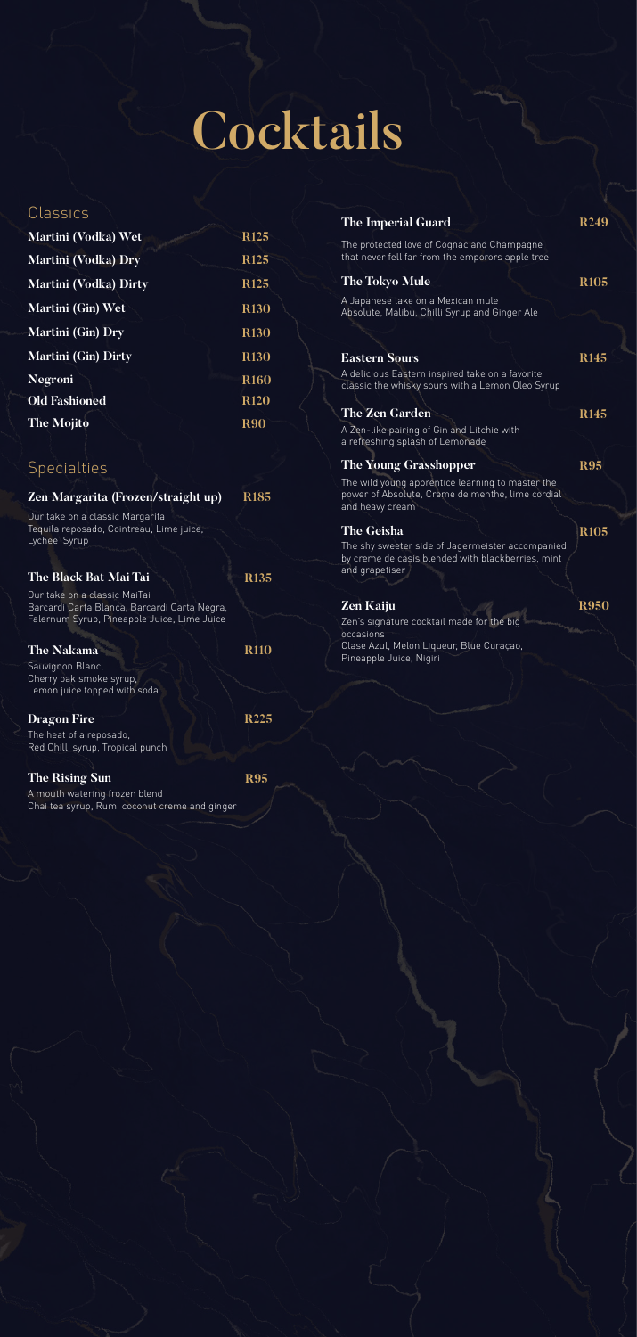# Cocktails

## Classics

| | |
|---|---|
| **Martini (Vodka) Wet** | **R125** |
| **Martini (Vodka) Dry** | **R125** |
| **Martini (Vodka) Dirty** | **R125** |
| **Martini (Gin) Wet** | **R130** |
| **Martini (Gin) Dry** | **R130** |
| **Martini (Gin) Dirty** | **R130** |
| **Negroni** | **R160** |
| **Old Fashioned** | **R120** |
| **The Mojito** | **R90** |

## Specialties

**Zen Margarita (Frozen/straight up)** **R185**

Our take on a classic Margarita
Tequila reposado, Cointreau, Lime juice, Lychee Syrup

**The Black Bat Mai Tai** **R135**

Our take on a classic MaiTai
Barcardi Carta Blanca, Barcardi Carta Negra, Falernum Syrup, Pineapple Juice, Lime Juice

**The Nakama** **R110**

Sauvignon Blanc,
Cherry oak smoke syrup,
Lemon juice topped with soda

**Dragon Fire** **R225**

The heat of a reposado,
Red Chilli syrup, Tropical punch

**The Rising Sun** **R95**

A mouth watering frozen blend
Chai tea syrup, Rum, coconut creme and ginger

**The Imperial Guard** **R249**

The protected love of Cognac and Champagne that never fell far from the emporors apple tree

**The Tokyo Mule** **R105**

A Japanese take on a Mexican mule
Absolute, Malibu, Chilli Syrup and Ginger Ale

**Eastern Sours** **R145**

A delicious Eastern inspired take on a favorite classic the whisky sours with a Lemon Oleo Syrup

**The Zen Garden** **R145**

A Zen-like pairing of Gin and Litchie with a refreshing splash of Lemonade

**The Young Grasshopper** **R95**

The wild young apprentice learning to master the power of Absolute, Creme de menthe, lime cordial and heavy cream

**The Geisha** **R105**

The shy sweeter side of Jagermeister accompanied by creme de casis blended with blackberries, mint and grapetiser

**Zen Kaiju** **R950**

Zen's signature cocktail made for the big occasions
Clase Azul, Melon Liqueur, Blue Curaçao, Pineapple Juice, Nigiri